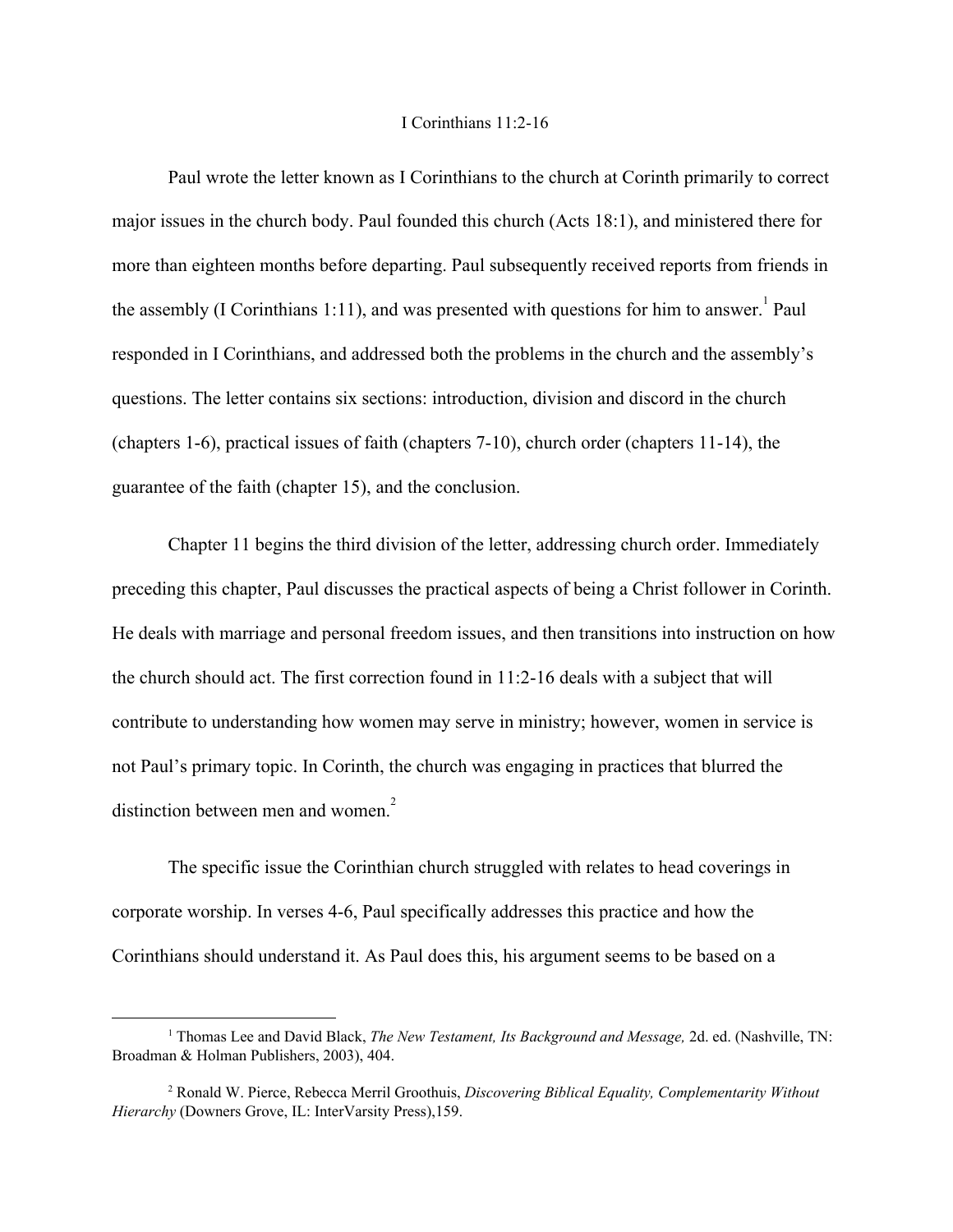# I Corinthians 11:2-16

Paul wrote the letter known as I Corinthians to the church at Corinth primarily to correct major issues in the church body. Paul founded this church (Acts 18:1), and ministered there for more than eighteen months before departing. Paul subsequently received reports from friends in the assembly (I Corinthians 1:11), and was presented with questions for him to answer.[1] Paul responded in I Corinthians, and addressed both the problems in the church and the assembly's questions. The letter contains six sections: introduction, division and discord in the church (chapters 1-6), practical issues of faith (chapters 7-10), church order (chapters 11-14), the guarantee of the faith (chapter 15), and the conclusion.

Chapter 11 begins the third division of the letter, addressing church order. Immediately preceding this chapter, Paul discusses the practical aspects of being a Christ follower in Corinth. He deals with marriage and personal freedom issues, and then transitions into instruction on how the church should act. The first correction found in 11:2-16 deals with a subject that will contribute to understanding how women may serve in ministry; however, women in service is not Paul's primary topic. In Corinth, the church was engaging in practices that blurred the distinction between men and women.[2]

The specific issue the Corinthian church struggled with relates to head coverings in corporate worship. In verses 4-6, Paul specifically addresses this practice and how the Corinthians should understand it. As Paul does this, his argument seems to be based on a

---

[1] Thomas Lee and David Black, *The New Testament, Its Background and Message,* 2d. ed. (Nashville, TN: Broadman & Holman Publishers, 2003), 404.

[2] Ronald W. Pierce, Rebecca Merril Groothuis, *Discovering Biblical Equality, Complementarity Without Hierarchy* (Downers Grove, IL: InterVarsity Press),159.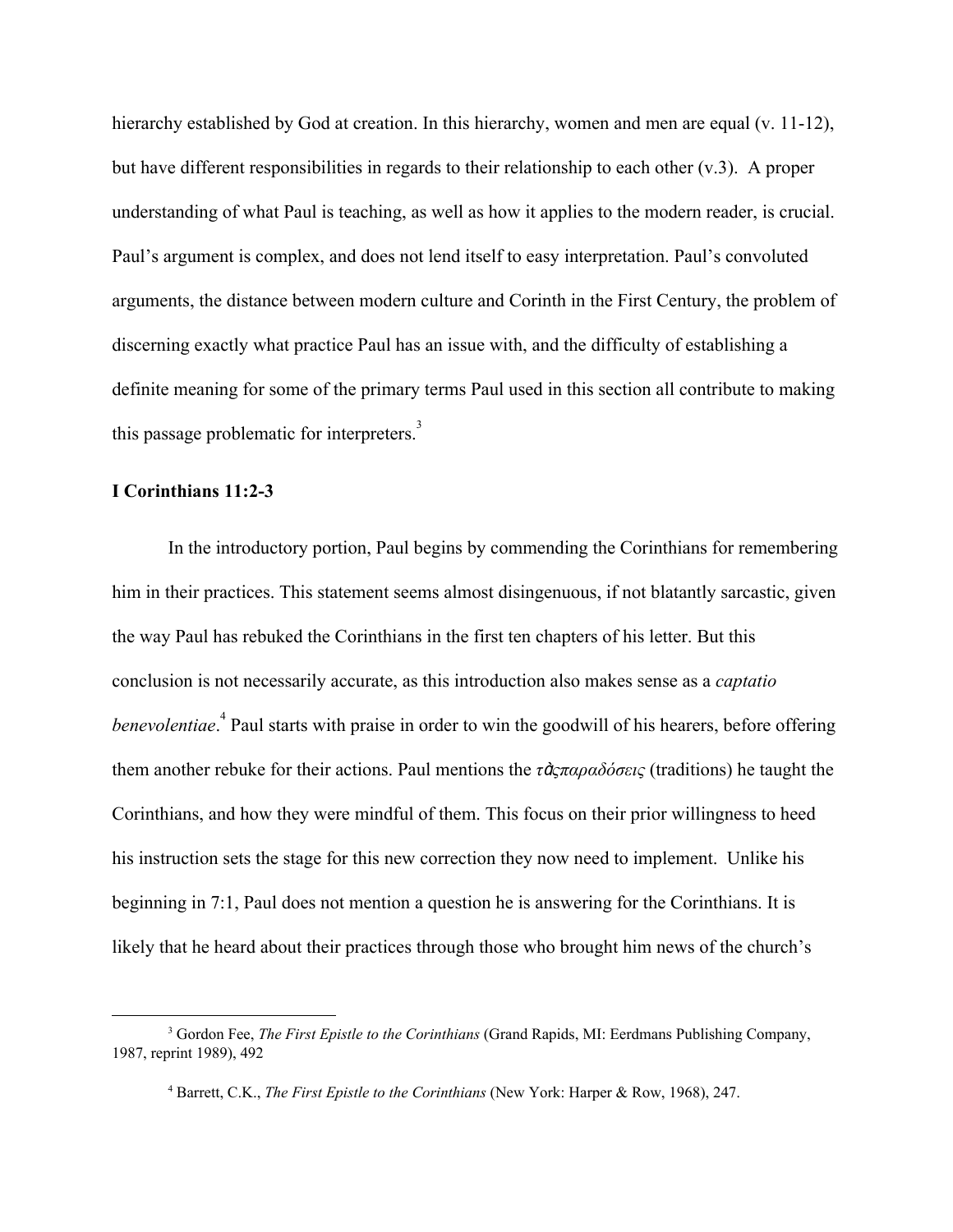hierarchy established by God at creation. In this hierarchy, women and men are equal (v. 11-12), but have different responsibilities in regards to their relationship to each other (v.3). A proper understanding of what Paul is teaching, as well as how it applies to the modern reader, is crucial. Paul's argument is complex, and does not lend itself to easy interpretation. Paul's convoluted arguments, the distance between modern culture and Corinth in the First Century, the problem of discerning exactly what practice Paul has an issue with, and the difficulty of establishing a definite meaning for some of the primary terms Paul used in this section all contribute to making this passage problematic for interpreters.[3]

### I Corinthians 11:2-3

In the introductory portion, Paul begins by commending the Corinthians for remembering him in their practices. This statement seems almost disingenuous, if not blatantly sarcastic, given the way Paul has rebuked the Corinthians in the first ten chapters of his letter. But this conclusion is not necessarily accurate, as this introduction also makes sense as a *captatio benevolentiae*.[4] Paul starts with praise in order to win the goodwill of his hearers, before offering them another rebuke for their actions. Paul mentions the *τὰςπαραδόσεις* (traditions) he taught the Corinthians, and how they were mindful of them. This focus on their prior willingness to heed his instruction sets the stage for this new correction they now need to implement. Unlike his beginning in 7:1, Paul does not mention a question he is answering for the Corinthians. It is likely that he heard about their practices through those who brought him news of the church's

---

[3] Gordon Fee, *The First Epistle to the Corinthians* (Grand Rapids, MI: Eerdmans Publishing Company, 1987, reprint 1989), 492

[4] Barrett, C.K., *The First Epistle to the Corinthians* (New York: Harper & Row, 1968), 247.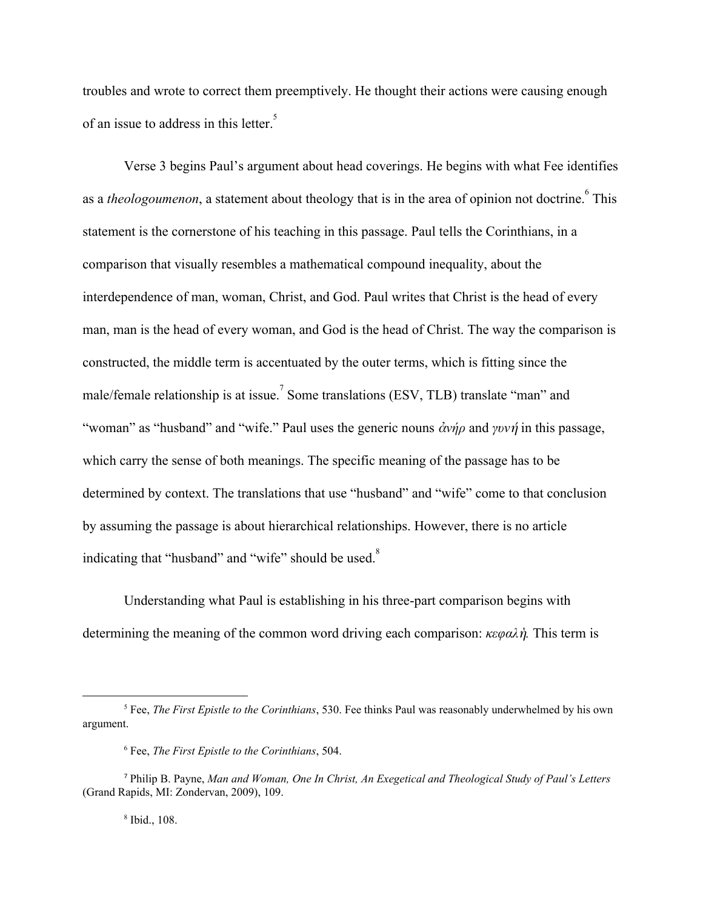troubles and wrote to correct them preemptively. He thought their actions were causing enough of an issue to address in this letter.[5]

Verse 3 begins Paul's argument about head coverings. He begins with what Fee identifies as a *theologoumenon*, a statement about theology that is in the area of opinion not doctrine.[6] This statement is the cornerstone of his teaching in this passage. Paul tells the Corinthians, in a comparison that visually resembles a mathematical compound inequality, about the interdependence of man, woman, Christ, and God. Paul writes that Christ is the head of every man, man is the head of every woman, and God is the head of Christ. The way the comparison is constructed, the middle term is accentuated by the outer terms, which is fitting since the male/female relationship is at issue.[7] Some translations (ESV, TLB) translate "man" and "woman" as "husband" and "wife." Paul uses the generic nouns *ἀνήρ* and *γυνή* in this passage, which carry the sense of both meanings. The specific meaning of the passage has to be determined by context. The translations that use "husband" and "wife" come to that conclusion by assuming the passage is about hierarchical relationships. However, there is no article indicating that "husband" and "wife" should be used.[8]

Understanding what Paul is establishing in his three-part comparison begins with determining the meaning of the common word driving each comparison: *κεφαλὴ*. This term is

---

[5] Fee, *The First Epistle to the Corinthians*, 530. Fee thinks Paul was reasonably underwhelmed by his own argument.

[6] Fee, *The First Epistle to the Corinthians*, 504.

[7] Philip B. Payne, *Man and Woman, One In Christ, An Exegetical and Theological Study of Paul's Letters* (Grand Rapids, MI: Zondervan, 2009), 109.

[8] Ibid., 108.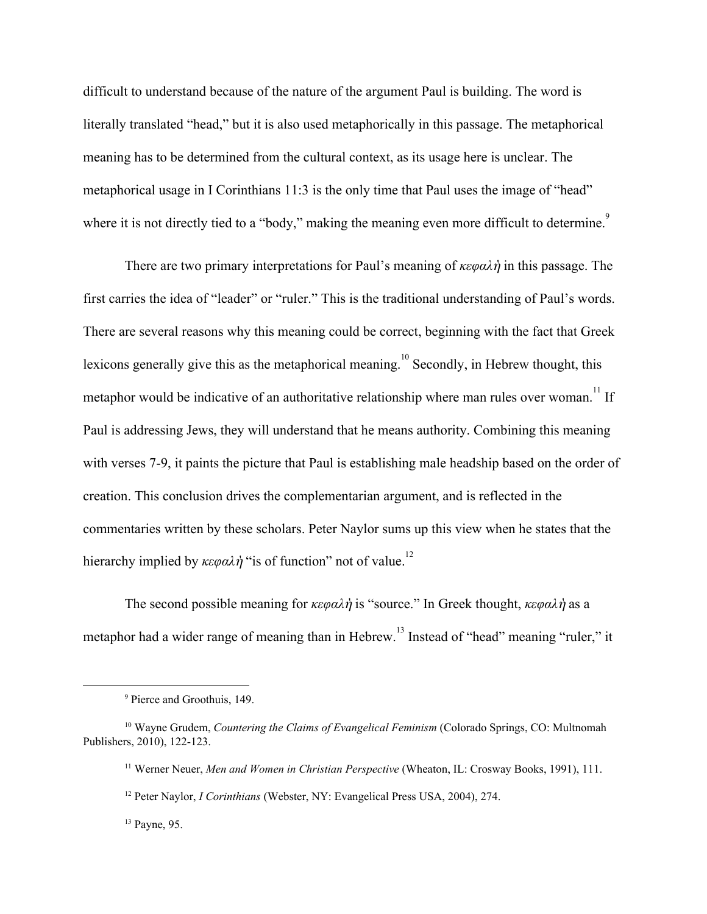difficult to understand because of the nature of the argument Paul is building. The word is literally translated "head," but it is also used metaphorically in this passage. The metaphorical meaning has to be determined from the cultural context, as its usage here is unclear. The metaphorical usage in I Corinthians 11:3 is the only time that Paul uses the image of "head" where it is not directly tied to a "body," making the meaning even more difficult to determine.[9]

There are two primary interpretations for Paul's meaning of *κεφαλὴ* in this passage. The first carries the idea of "leader" or "ruler." This is the traditional understanding of Paul's words. There are several reasons why this meaning could be correct, beginning with the fact that Greek lexicons generally give this as the metaphorical meaning.[10] Secondly, in Hebrew thought, this metaphor would be indicative of an authoritative relationship where man rules over woman.[11] If Paul is addressing Jews, they will understand that he means authority. Combining this meaning with verses 7-9, it paints the picture that Paul is establishing male headship based on the order of creation. This conclusion drives the complementarian argument, and is reflected in the commentaries written by these scholars. Peter Naylor sums up this view when he states that the hierarchy implied by *κεφαλὴ* "is of function" not of value.[12]

The second possible meaning for *κεφαλὴ* is "source." In Greek thought, *κεφαλὴ* as a metaphor had a wider range of meaning than in Hebrew.[13] Instead of "head" meaning "ruler," it

---

[9] Pierce and Groothuis, 149.

[10] Wayne Grudem, *Countering the Claims of Evangelical Feminism* (Colorado Springs, CO: Multnomah Publishers, 2010), 122-123.

[11] Werner Neuer, *Men and Women in Christian Perspective* (Wheaton, IL: Crosway Books, 1991), 111.

[12] Peter Naylor, *I Corinthians* (Webster, NY: Evangelical Press USA, 2004), 274.

[13] Payne, 95.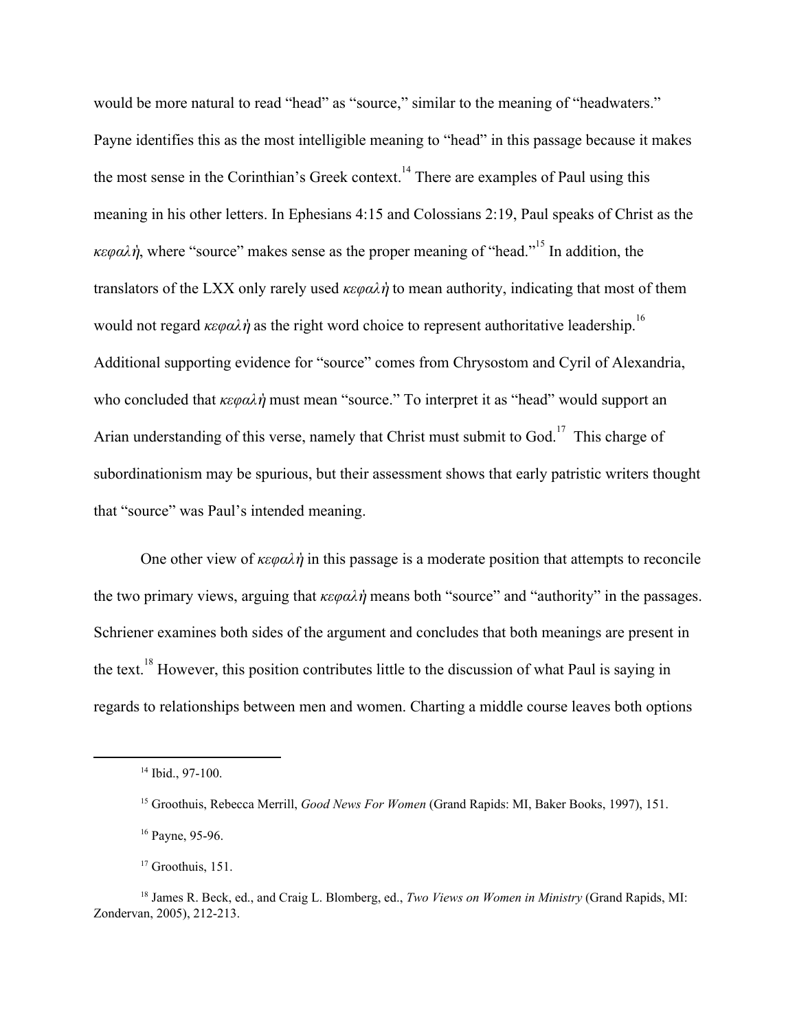would be more natural to read "head" as "source," similar to the meaning of "headwaters." Payne identifies this as the most intelligible meaning to "head" in this passage because it makes the most sense in the Corinthian's Greek context.[14] There are examples of Paul using this meaning in his other letters. In Ephesians 4:15 and Colossians 2:19, Paul speaks of Christ as the *κεφαλὴ*, where "source" makes sense as the proper meaning of "head."[15] In addition, the translators of the LXX only rarely used *κεφαλὴ* to mean authority, indicating that most of them would not regard *κεφαλὴ* as the right word choice to represent authoritative leadership.[16] Additional supporting evidence for "source" comes from Chrysostom and Cyril of Alexandria, who concluded that *κεφαλὴ* must mean "source." To interpret it as "head" would support an Arian understanding of this verse, namely that Christ must submit to God.[17] This charge of subordinationism may be spurious, but their assessment shows that early patristic writers thought that "source" was Paul's intended meaning.

One other view of *κεφαλὴ* in this passage is a moderate position that attempts to reconcile the two primary views, arguing that *κεφαλὴ* means both "source" and "authority" in the passages. Schriener examines both sides of the argument and concludes that both meanings are present in the text.[18] However, this position contributes little to the discussion of what Paul is saying in regards to relationships between men and women. Charting a middle course leaves both options

---

[14] Ibid., 97-100.

[15] Groothuis, Rebecca Merrill, *Good News For Women* (Grand Rapids: MI, Baker Books, 1997), 151.

[16] Payne, 95-96.

[17] Groothuis, 151.

[18] James R. Beck, ed., and Craig L. Blomberg, ed., *Two Views on Women in Ministry* (Grand Rapids, MI: Zondervan, 2005), 212-213.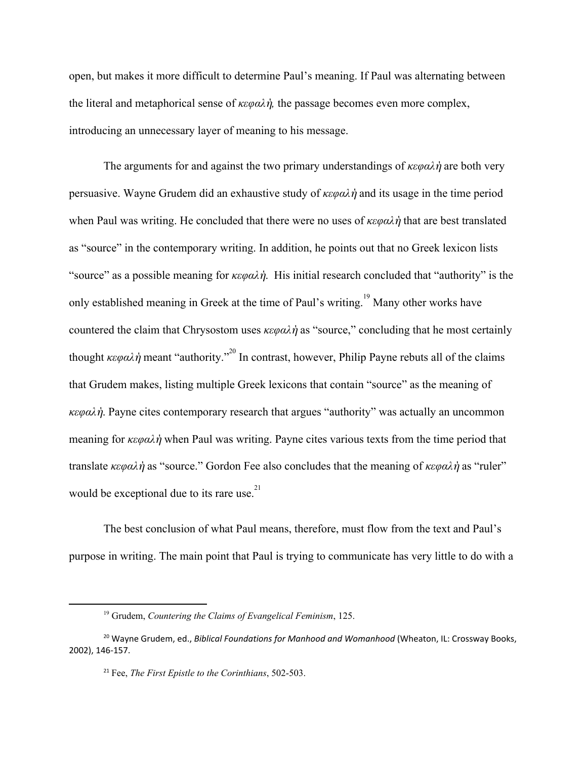open, but makes it more difficult to determine Paul's meaning. If Paul was alternating between the literal and metaphorical sense of *κεφαλή*, the passage becomes even more complex, introducing an unnecessary layer of meaning to his message.

The arguments for and against the two primary understandings of *κεφαλή* are both very persuasive. Wayne Grudem did an exhaustive study of *κεφαλή* and its usage in the time period when Paul was writing. He concluded that there were no uses of *κεφαλή* that are best translated as "source" in the contemporary writing. In addition, he points out that no Greek lexicon lists "source" as a possible meaning for *κεφαλή*. His initial research concluded that "authority" is the only established meaning in Greek at the time of Paul's writing.[19] Many other works have countered the claim that Chrysostom uses *κεφαλή* as "source," concluding that he most certainly thought *κεφαλή* meant "authority."[20] In contrast, however, Philip Payne rebuts all of the claims that Grudem makes, listing multiple Greek lexicons that contain "source" as the meaning of *κεφαλή*. Payne cites contemporary research that argues "authority" was actually an uncommon meaning for *κεφαλή* when Paul was writing. Payne cites various texts from the time period that translate *κεφαλή* as "source." Gordon Fee also concludes that the meaning of *κεφαλή* as "ruler" would be exceptional due to its rare use.[21]

The best conclusion of what Paul means, therefore, must flow from the text and Paul's purpose in writing. The main point that Paul is trying to communicate has very little to do with a

---

[19] Grudem, *Countering the Claims of Evangelical Feminism*, 125.

[20] Wayne Grudem, ed., *Biblical Foundations for Manhood and Womanhood* (Wheaton, IL: Crossway Books, 2002), 146-157.

[21] Fee, *The First Epistle to the Corinthians*, 502-503.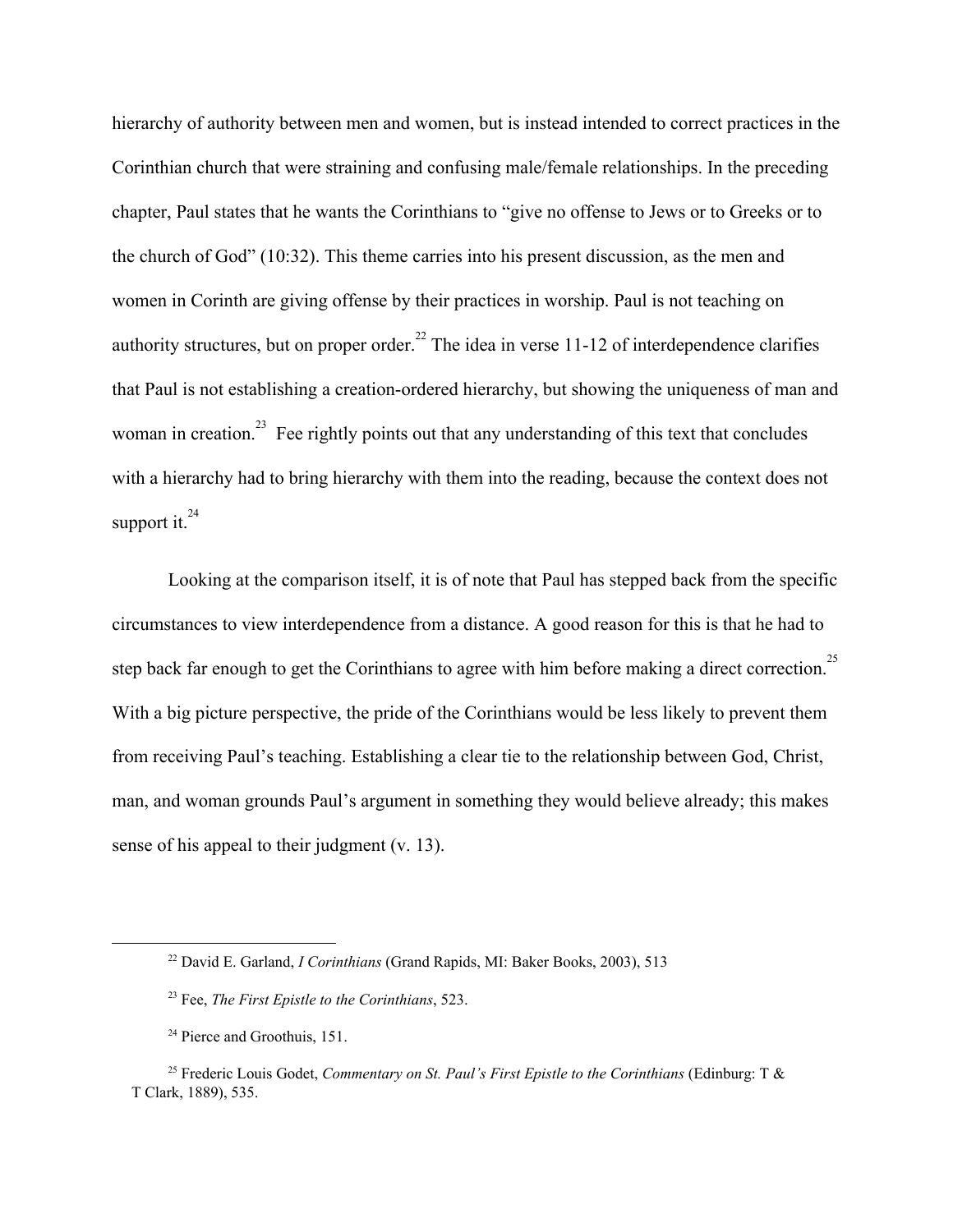hierarchy of authority between men and women, but is instead intended to correct practices in the Corinthian church that were straining and confusing male/female relationships. In the preceding chapter, Paul states that he wants the Corinthians to "give no offense to Jews or to Greeks or to the church of God" (10:32). This theme carries into his present discussion, as the men and women in Corinth are giving offense by their practices in worship. Paul is not teaching on authority structures, but on proper order.[22] The idea in verse 11-12 of interdependence clarifies that Paul is not establishing a creation-ordered hierarchy, but showing the uniqueness of man and woman in creation.[23] Fee rightly points out that any understanding of this text that concludes with a hierarchy had to bring hierarchy with them into the reading, because the context does not support it.[24]

Looking at the comparison itself, it is of note that Paul has stepped back from the specific circumstances to view interdependence from a distance. A good reason for this is that he had to step back far enough to get the Corinthians to agree with him before making a direct correction.[25] With a big picture perspective, the pride of the Corinthians would be less likely to prevent them from receiving Paul's teaching. Establishing a clear tie to the relationship between God, Christ, man, and woman grounds Paul's argument in something they would believe already; this makes sense of his appeal to their judgment (v. 13).

---

[22] David E. Garland, *I Corinthians* (Grand Rapids, MI: Baker Books, 2003), 513

[23] Fee, *The First Epistle to the Corinthians*, 523.

[24] Pierce and Groothuis, 151.

[25] Frederic Louis Godet, *Commentary on St. Paul's First Epistle to the Corinthians* (Edinburg: T & T Clark, 1889), 535.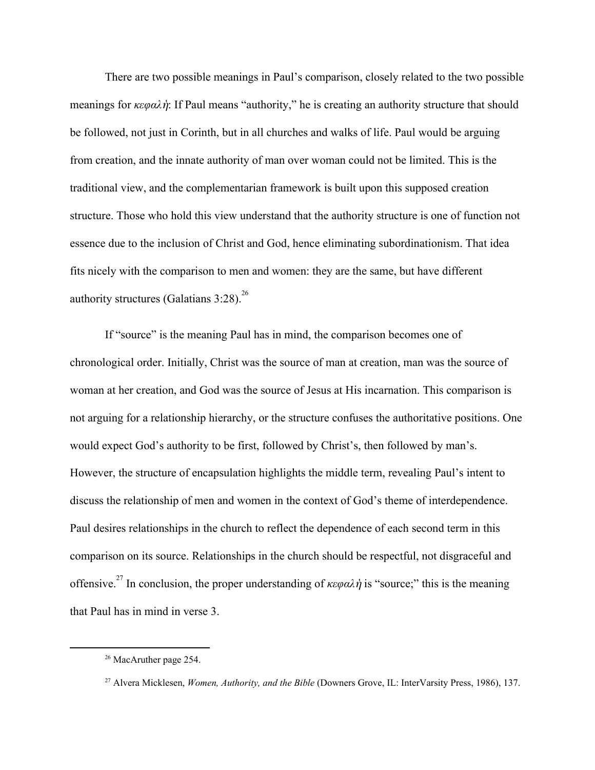There are two possible meanings in Paul's comparison, closely related to the two possible meanings for *κεφαλὴ*: If Paul means "authority," he is creating an authority structure that should be followed, not just in Corinth, but in all churches and walks of life. Paul would be arguing from creation, and the innate authority of man over woman could not be limited. This is the traditional view, and the complementarian framework is built upon this supposed creation structure. Those who hold this view understand that the authority structure is one of function not essence due to the inclusion of Christ and God, hence eliminating subordinationism. That idea fits nicely with the comparison to men and women: they are the same, but have different authority structures (Galatians 3:28).[26]

If "source" is the meaning Paul has in mind, the comparison becomes one of chronological order. Initially, Christ was the source of man at creation, man was the source of woman at her creation, and God was the source of Jesus at His incarnation. This comparison is not arguing for a relationship hierarchy, or the structure confuses the authoritative positions. One would expect God's authority to be first, followed by Christ's, then followed by man's. However, the structure of encapsulation highlights the middle term, revealing Paul's intent to discuss the relationship of men and women in the context of God's theme of interdependence. Paul desires relationships in the church to reflect the dependence of each second term in this comparison on its source. Relationships in the church should be respectful, not disgraceful and offensive.[27] In conclusion, the proper understanding of *κεφαλὴ* is "source;" this is the meaning that Paul has in mind in verse 3.

---

[26] MacAruther page 254.

[27] Alvera Micklesen, *Women, Authority, and the Bible* (Downers Grove, IL: InterVarsity Press, 1986), 137.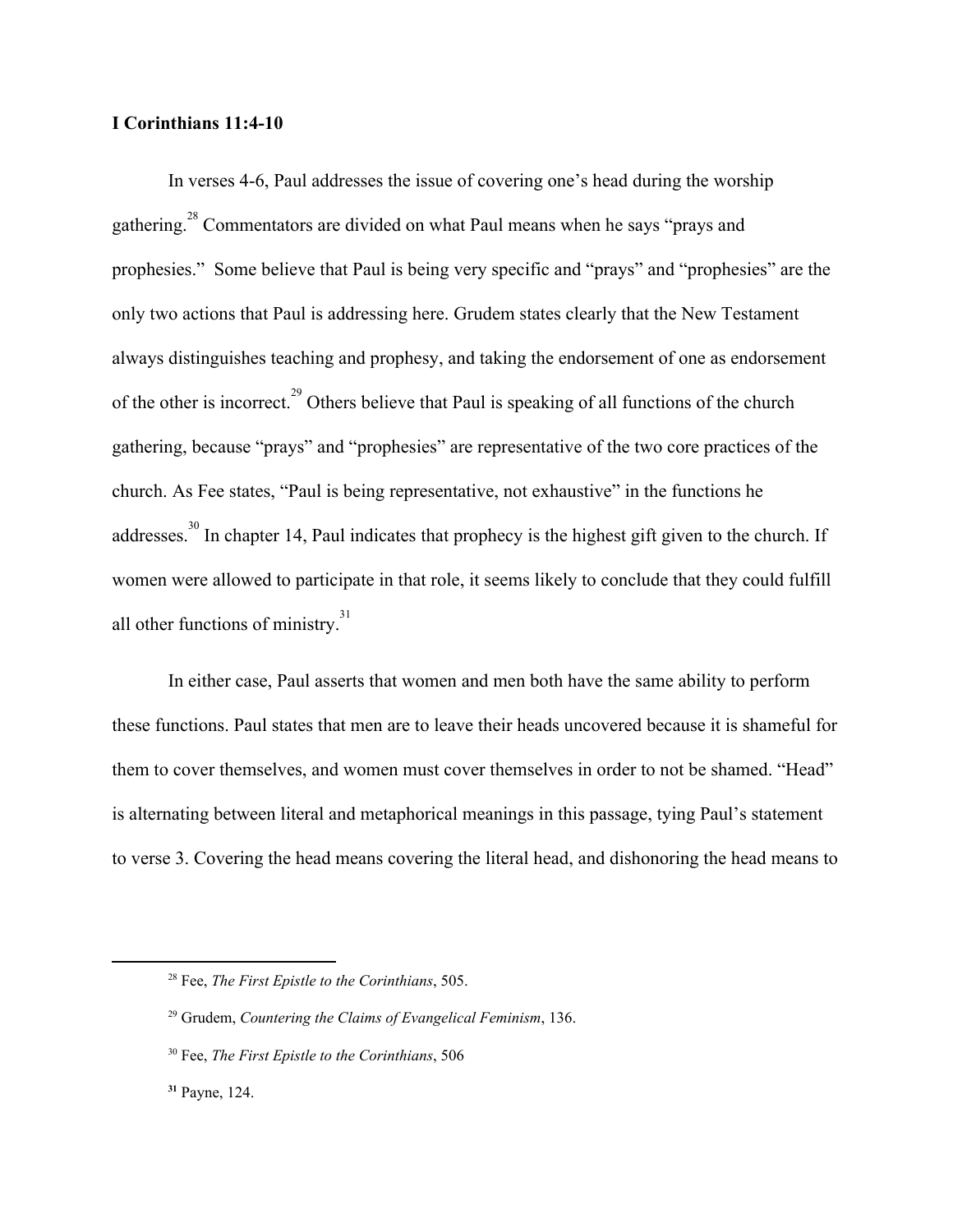**I Corinthians 11:4-10**

In verses 4-6, Paul addresses the issue of covering one's head during the worship gathering.[28] Commentators are divided on what Paul means when he says "prays and prophesies." Some believe that Paul is being very specific and "prays" and "prophesies" are the only two actions that Paul is addressing here. Grudem states clearly that the New Testament always distinguishes teaching and prophesy, and taking the endorsement of one as endorsement of the other is incorrect.[29] Others believe that Paul is speaking of all functions of the church gathering, because "prays" and "prophesies" are representative of the two core practices of the church. As Fee states, "Paul is being representative, not exhaustive" in the functions he addresses.[30] In chapter 14, Paul indicates that prophecy is the highest gift given to the church. If women were allowed to participate in that role, it seems likely to conclude that they could fulfill all other functions of ministry.[31]

In either case, Paul asserts that women and men both have the same ability to perform these functions. Paul states that men are to leave their heads uncovered because it is shameful for them to cover themselves, and women must cover themselves in order to not be shamed. "Head" is alternating between literal and metaphorical meanings in this passage, tying Paul's statement to verse 3. Covering the head means covering the literal head, and dishonoring the head means to

---

[28] Fee, *The First Epistle to the Corinthians*, 505.

[29] Grudem, *Countering the Claims of Evangelical Feminism*, 136.

[30] Fee, *The First Epistle to the Corinthians*, 506

**[31]** Payne, 124.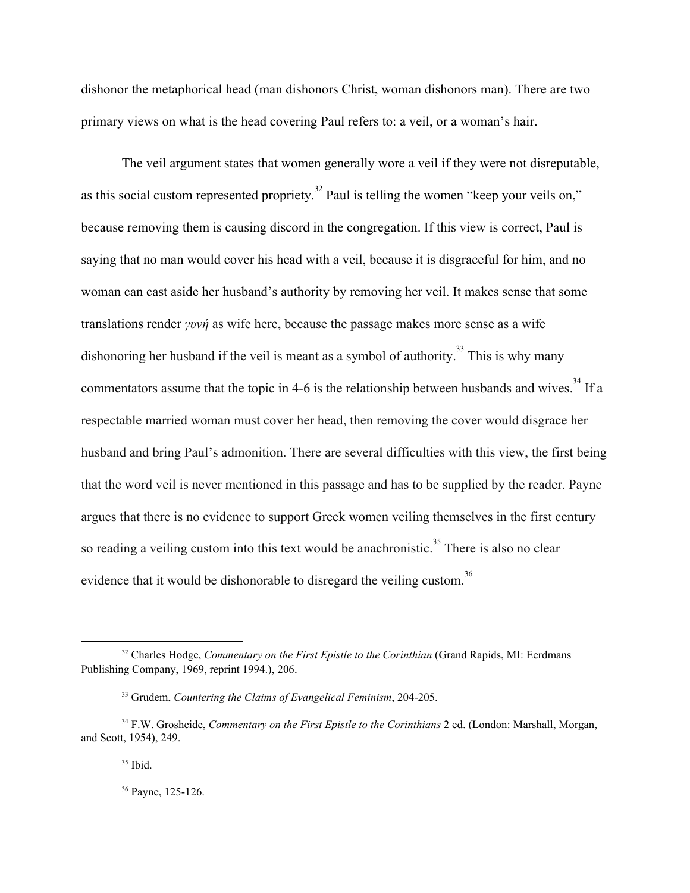dishonor the metaphorical head (man dishonors Christ, woman dishonors man). There are two primary views on what is the head covering Paul refers to: a veil, or a woman's hair.

The veil argument states that women generally wore a veil if they were not disreputable, as this social custom represented propriety.[32] Paul is telling the women "keep your veils on," because removing them is causing discord in the congregation. If this view is correct, Paul is saying that no man would cover his head with a veil, because it is disgraceful for him, and no woman can cast aside her husband's authority by removing her veil. It makes sense that some translations render *γυνή* as wife here, because the passage makes more sense as a wife dishonoring her husband if the veil is meant as a symbol of authority.[33] This is why many commentators assume that the topic in 4-6 is the relationship between husbands and wives.[34] If a respectable married woman must cover her head, then removing the cover would disgrace her husband and bring Paul's admonition. There are several difficulties with this view, the first being that the word veil is never mentioned in this passage and has to be supplied by the reader. Payne argues that there is no evidence to support Greek women veiling themselves in the first century so reading a veiling custom into this text would be anachronistic.[35] There is also no clear evidence that it would be dishonorable to disregard the veiling custom.[36]

---

[32] Charles Hodge, *Commentary on the First Epistle to the Corinthian* (Grand Rapids, MI: Eerdmans Publishing Company, 1969, reprint 1994.), 206.

[33] Grudem, *Countering the Claims of Evangelical Feminism*, 204-205.

[34] F.W. Grosheide, *Commentary on the First Epistle to the Corinthians* 2 ed. (London: Marshall, Morgan, and Scott, 1954), 249.

[35] Ibid.

[36] Payne, 125-126.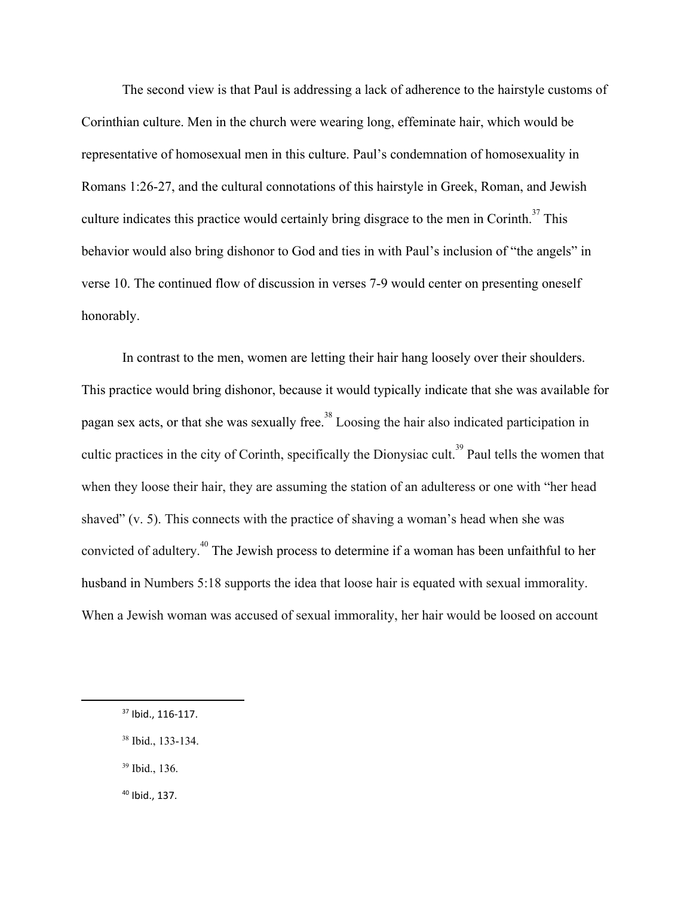The second view is that Paul is addressing a lack of adherence to the hairstyle customs of Corinthian culture. Men in the church were wearing long, effeminate hair, which would be representative of homosexual men in this culture. Paul's condemnation of homosexuality in Romans 1:26-27, and the cultural connotations of this hairstyle in Greek, Roman, and Jewish culture indicates this practice would certainly bring disgrace to the men in Corinth.[37] This behavior would also bring dishonor to God and ties in with Paul's inclusion of "the angels" in verse 10. The continued flow of discussion in verses 7-9 would center on presenting oneself honorably.

In contrast to the men, women are letting their hair hang loosely over their shoulders. This practice would bring dishonor, because it would typically indicate that she was available for pagan sex acts, or that she was sexually free.[38] Loosing the hair also indicated participation in cultic practices in the city of Corinth, specifically the Dionysiac cult.[39] Paul tells the women that when they loose their hair, they are assuming the station of an adulteress or one with "her head shaved" (v. 5). This connects with the practice of shaving a woman's head when she was convicted of adultery.[40] The Jewish process to determine if a woman has been unfaithful to her husband in Numbers 5:18 supports the idea that loose hair is equated with sexual immorality. When a Jewish woman was accused of sexual immorality, her hair would be loosed on account

---

[37] Ibid., 116-117.

[38] Ibid., 133-134.

[39] Ibid., 136.

[40] Ibid., 137.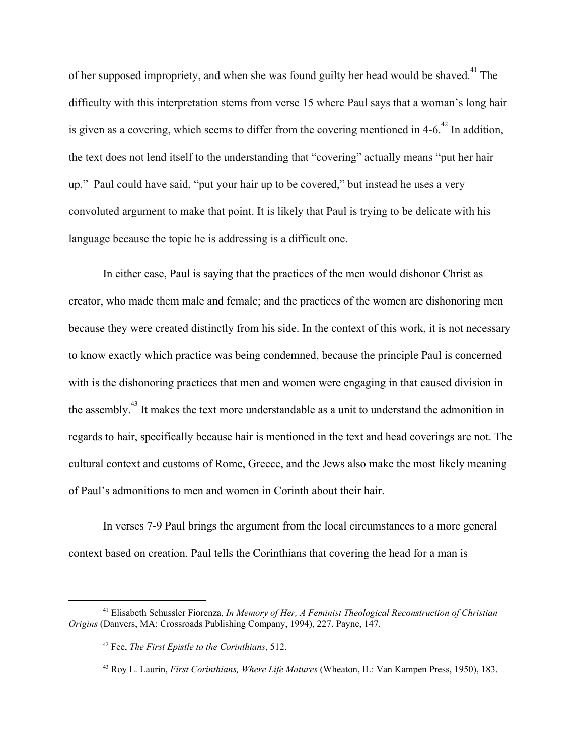of her supposed impropriety, and when she was found guilty her head would be shaved.[41] The difficulty with this interpretation stems from verse 15 where Paul says that a woman's long hair is given as a covering, which seems to differ from the covering mentioned in 4-6.[42] In addition, the text does not lend itself to the understanding that "covering" actually means "put her hair up." Paul could have said, "put your hair up to be covered," but instead he uses a very convoluted argument to make that point. It is likely that Paul is trying to be delicate with his language because the topic he is addressing is a difficult one.

In either case, Paul is saying that the practices of the men would dishonor Christ as creator, who made them male and female; and the practices of the women are dishonoring men because they were created distinctly from his side. In the context of this work, it is not necessary to know exactly which practice was being condemned, because the principle Paul is concerned with is the dishonoring practices that men and women were engaging in that caused division in the assembly.[43] It makes the text more understandable as a unit to understand the admonition in regards to hair, specifically because hair is mentioned in the text and head coverings are not. The cultural context and customs of Rome, Greece, and the Jews also make the most likely meaning of Paul's admonitions to men and women in Corinth about their hair.

In verses 7-9 Paul brings the argument from the local circumstances to a more general context based on creation. Paul tells the Corinthians that covering the head for a man is

---

[41] Elisabeth Schussler Fiorenza, *In Memory of Her, A Feminist Theological Reconstruction of Christian Origins* (Danvers, MA: Crossroads Publishing Company, 1994), 227. Payne, 147.

[42] Fee, *The First Epistle to the Corinthians*, 512.

[43] Roy L. Laurin, *First Corinthians, Where Life Matures* (Wheaton, IL: Van Kampen Press, 1950), 183.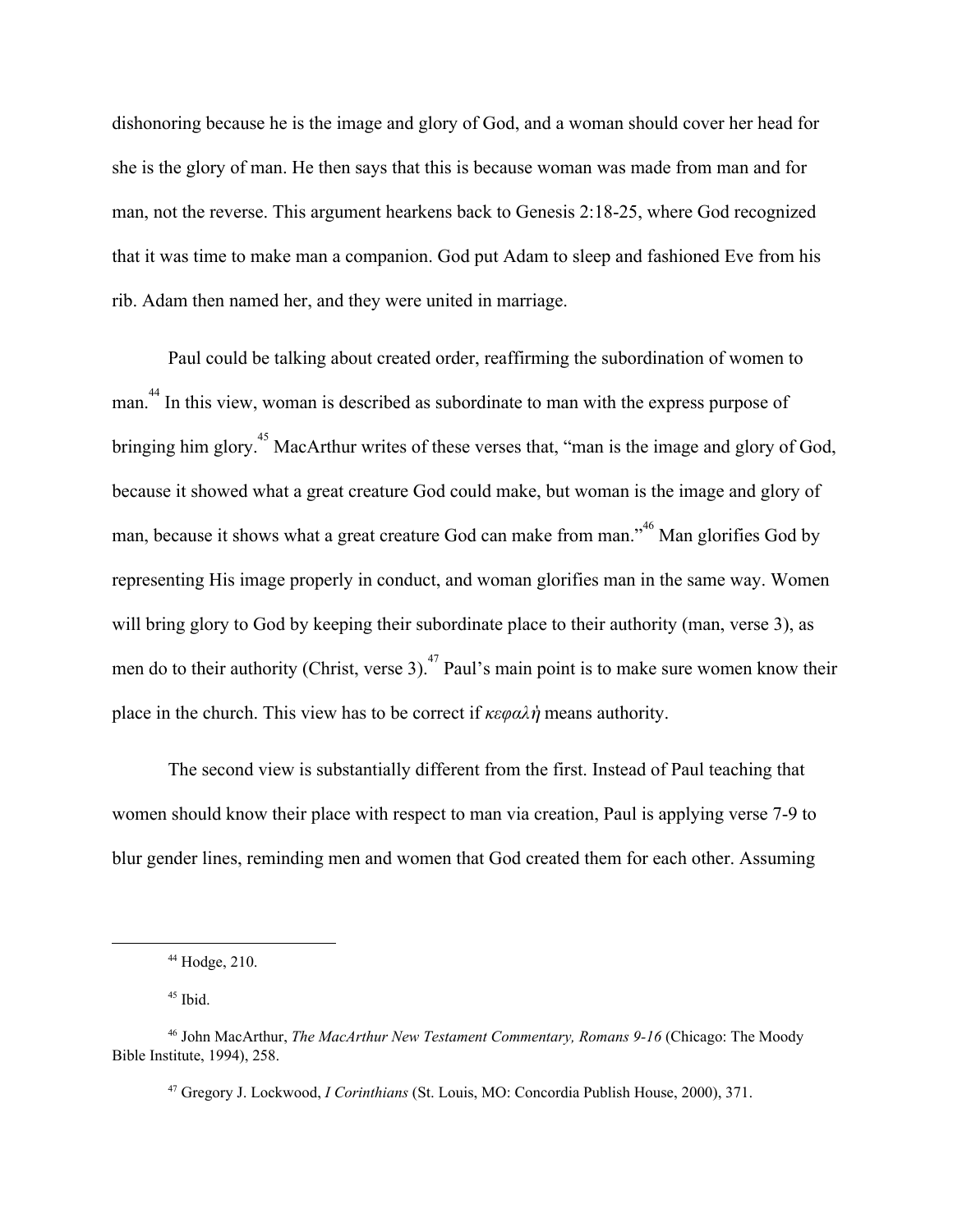dishonoring because he is the image and glory of God, and a woman should cover her head for she is the glory of man. He then says that this is because woman was made from man and for man, not the reverse. This argument hearkens back to Genesis 2:18-25, where God recognized that it was time to make man a companion. God put Adam to sleep and fashioned Eve from his rib. Adam then named her, and they were united in marriage.

Paul could be talking about created order, reaffirming the subordination of women to man.[44] In this view, woman is described as subordinate to man with the express purpose of bringing him glory.[45] MacArthur writes of these verses that, "man is the image and glory of God, because it showed what a great creature God could make, but woman is the image and glory of man, because it shows what a great creature God can make from man."[46] Man glorifies God by representing His image properly in conduct, and woman glorifies man in the same way. Women will bring glory to God by keeping their subordinate place to their authority (man, verse 3), as men do to their authority (Christ, verse 3).[47] Paul's main point is to make sure women know their place in the church. This view has to be correct if *κεφαλή* means authority.

The second view is substantially different from the first. Instead of Paul teaching that women should know their place with respect to man via creation, Paul is applying verse 7-9 to blur gender lines, reminding men and women that God created them for each other. Assuming

---

[44] Hodge, 210.

[45] Ibid.

[46] John MacArthur, *The MacArthur New Testament Commentary, Romans 9-16* (Chicago: The Moody Bible Institute, 1994), 258.

[47] Gregory J. Lockwood, *I Corinthians* (St. Louis, MO: Concordia Publish House, 2000), 371.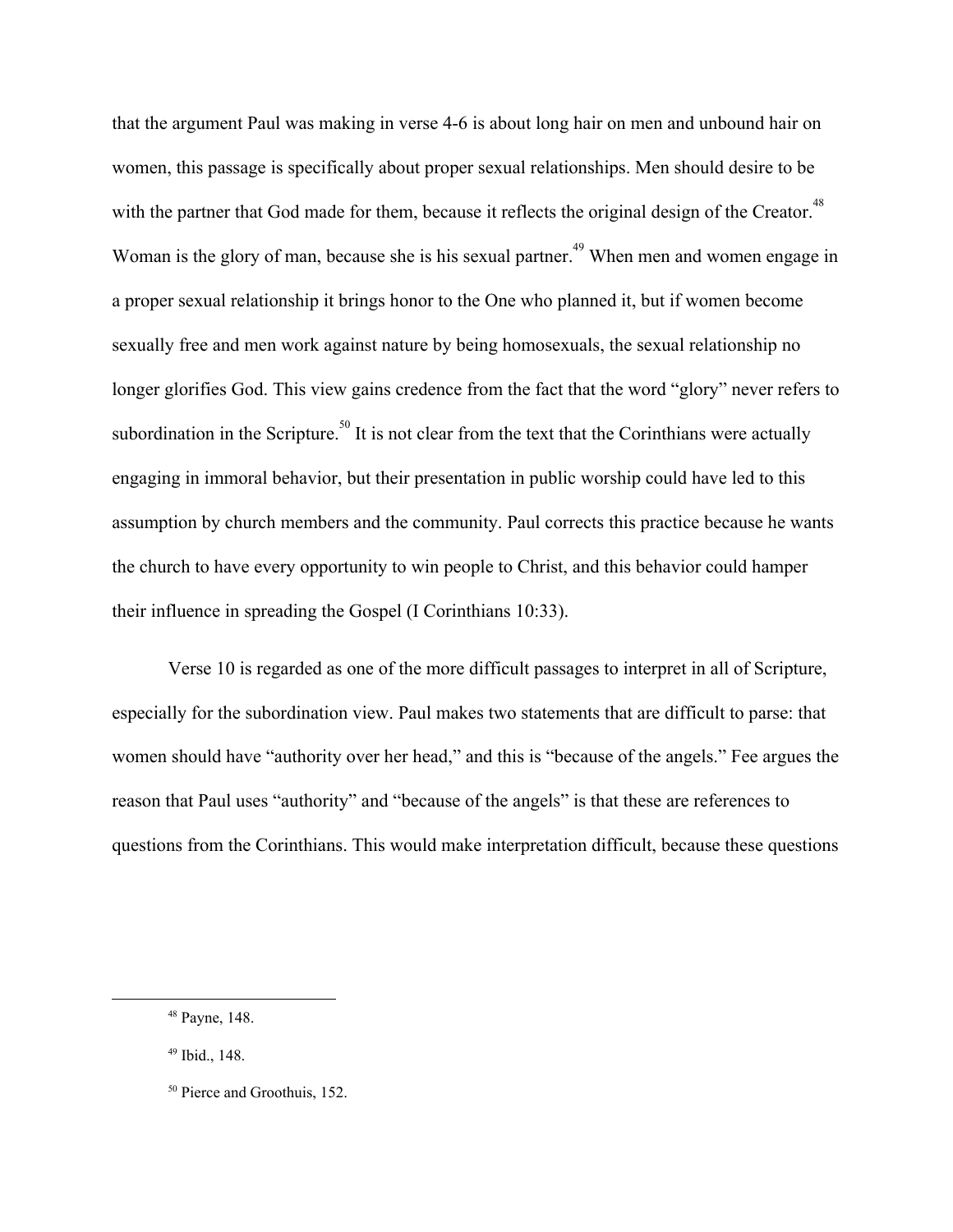that the argument Paul was making in verse 4-6 is about long hair on men and unbound hair on women, this passage is specifically about proper sexual relationships. Men should desire to be with the partner that God made for them, because it reflects the original design of the Creator.[48] Woman is the glory of man, because she is his sexual partner.[49] When men and women engage in a proper sexual relationship it brings honor to the One who planned it, but if women become sexually free and men work against nature by being homosexuals, the sexual relationship no longer glorifies God. This view gains credence from the fact that the word "glory" never refers to subordination in the Scripture.[50] It is not clear from the text that the Corinthians were actually engaging in immoral behavior, but their presentation in public worship could have led to this assumption by church members and the community. Paul corrects this practice because he wants the church to have every opportunity to win people to Christ, and this behavior could hamper their influence in spreading the Gospel (I Corinthians 10:33).

Verse 10 is regarded as one of the more difficult passages to interpret in all of Scripture, especially for the subordination view. Paul makes two statements that are difficult to parse: that women should have "authority over her head," and this is "because of the angels." Fee argues the reason that Paul uses "authority" and "because of the angels" is that these are references to questions from the Corinthians. This would make interpretation difficult, because these questions

---

[48] Payne, 148.

[49] Ibid., 148.

[50] Pierce and Groothuis, 152.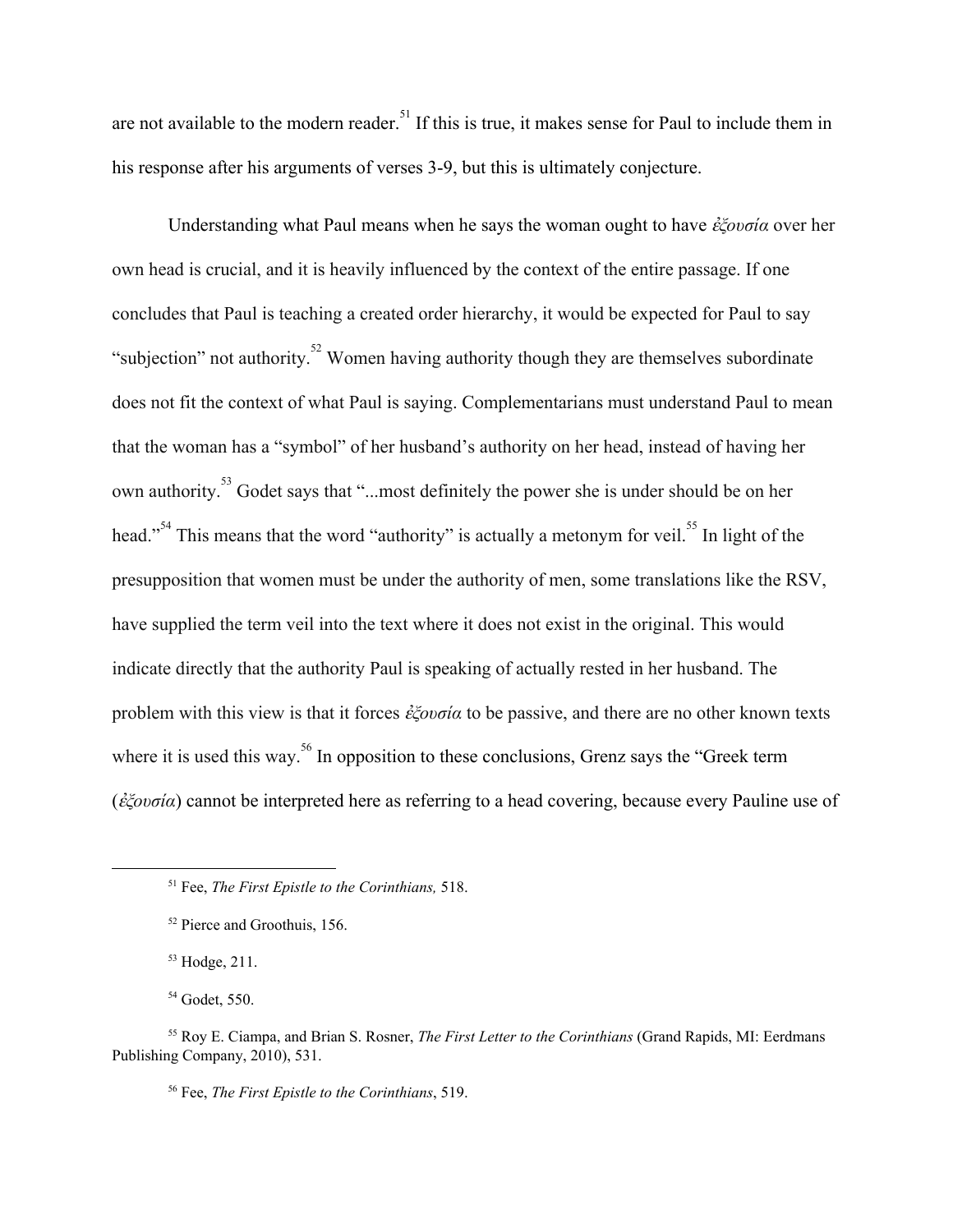are not available to the modern reader.[51] If this is true, it makes sense for Paul to include them in his response after his arguments of verses 3-9, but this is ultimately conjecture.

Understanding what Paul means when he says the woman ought to have *ἐξουσία* over her own head is crucial, and it is heavily influenced by the context of the entire passage. If one concludes that Paul is teaching a created order hierarchy, it would be expected for Paul to say "subjection" not authority.[52] Women having authority though they are themselves subordinate does not fit the context of what Paul is saying. Complementarians must understand Paul to mean that the woman has a "symbol" of her husband's authority on her head, instead of having her own authority.[53] Godet says that "...most definitely the power she is under should be on her head."[54] This means that the word "authority" is actually a metonym for veil.[55] In light of the presupposition that women must be under the authority of men, some translations like the RSV, have supplied the term veil into the text where it does not exist in the original. This would indicate directly that the authority Paul is speaking of actually rested in her husband. The problem with this view is that it forces *ἐξουσία* to be passive, and there are no other known texts where it is used this way.[56] In opposition to these conclusions, Grenz says the "Greek term (*ἐξουσία*) cannot be interpreted here as referring to a head covering, because every Pauline use of

---

[51] Fee, *The First Epistle to the Corinthians,* 518.

[52] Pierce and Groothuis, 156.

[53] Hodge, 211.

[54] Godet, 550.

[55] Roy E. Ciampa, and Brian S. Rosner, *The First Letter to the Corinthians* (Grand Rapids, MI: Eerdmans Publishing Company, 2010), 531.

[56] Fee, *The First Epistle to the Corinthians*, 519.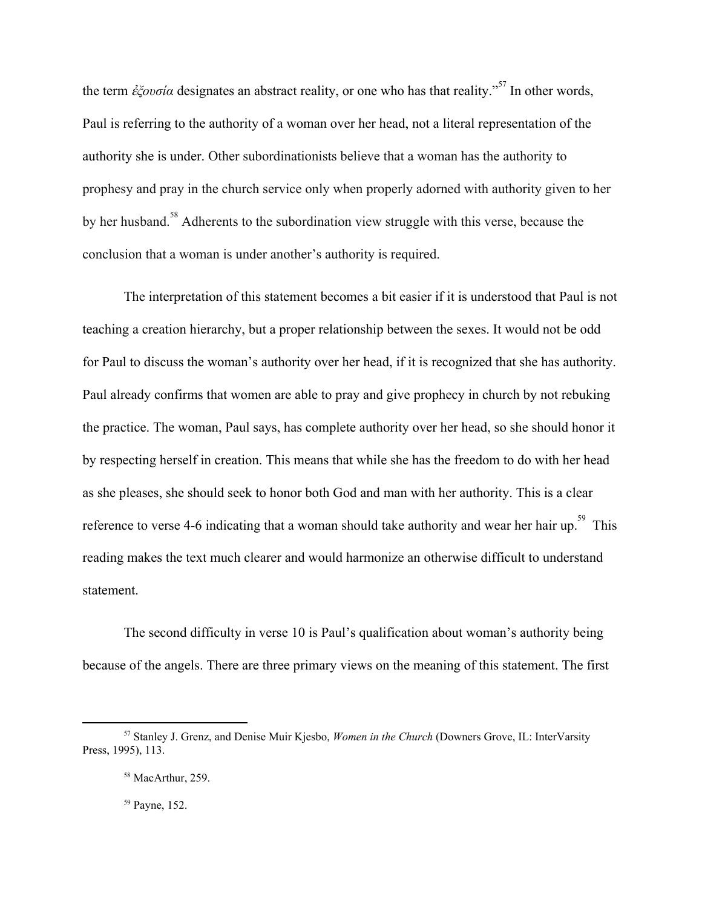the term *ἐξουσία* designates an abstract reality, or one who has that reality."[57] In other words, Paul is referring to the authority of a woman over her head, not a literal representation of the authority she is under. Other subordinationists believe that a woman has the authority to prophesy and pray in the church service only when properly adorned with authority given to her by her husband.[58] Adherents to the subordination view struggle with this verse, because the conclusion that a woman is under another's authority is required.

The interpretation of this statement becomes a bit easier if it is understood that Paul is not teaching a creation hierarchy, but a proper relationship between the sexes. It would not be odd for Paul to discuss the woman's authority over her head, if it is recognized that she has authority. Paul already confirms that women are able to pray and give prophecy in church by not rebuking the practice. The woman, Paul says, has complete authority over her head, so she should honor it by respecting herself in creation. This means that while she has the freedom to do with her head as she pleases, she should seek to honor both God and man with her authority. This is a clear reference to verse 4-6 indicating that a woman should take authority and wear her hair up.[59] This reading makes the text much clearer and would harmonize an otherwise difficult to understand statement.

The second difficulty in verse 10 is Paul's qualification about woman's authority being because of the angels. There are three primary views on the meaning of this statement. The first

---

[57] Stanley J. Grenz, and Denise Muir Kjesbo, *Women in the Church* (Downers Grove, IL: InterVarsity Press, 1995), 113.

[58] MacArthur, 259.

[59] Payne, 152.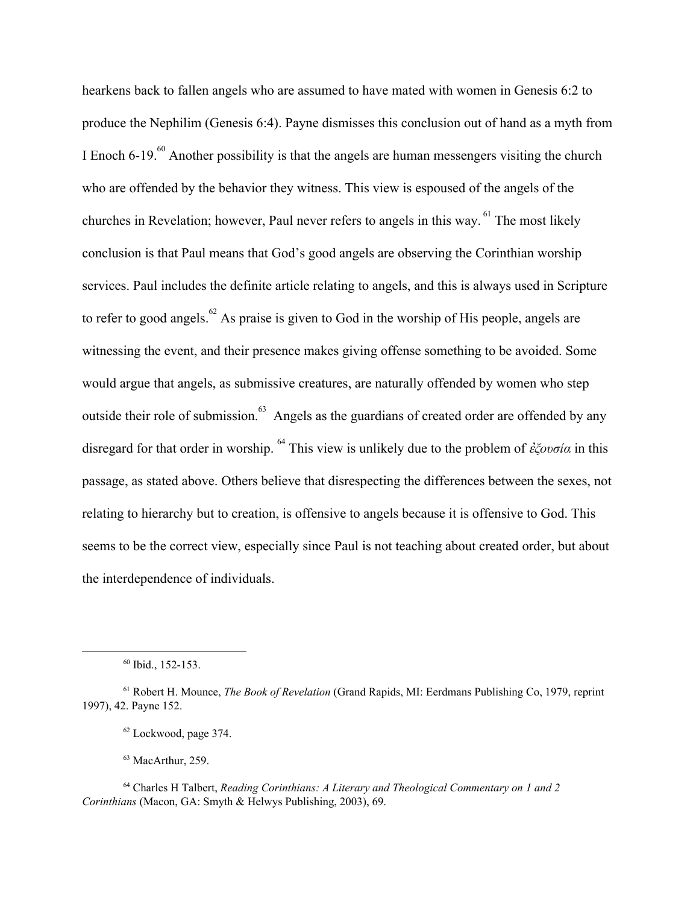hearkens back to fallen angels who are assumed to have mated with women in Genesis 6:2 to produce the Nephilim (Genesis 6:4). Payne dismisses this conclusion out of hand as a myth from I Enoch 6-19.[60] Another possibility is that the angels are human messengers visiting the church who are offended by the behavior they witness. This view is espoused of the angels of the churches in Revelation; however, Paul never refers to angels in this way.[61] The most likely conclusion is that Paul means that God's good angels are observing the Corinthian worship services. Paul includes the definite article relating to angels, and this is always used in Scripture to refer to good angels.[62] As praise is given to God in the worship of His people, angels are witnessing the event, and their presence makes giving offense something to be avoided. Some would argue that angels, as submissive creatures, are naturally offended by women who step outside their role of submission.[63] Angels as the guardians of created order are offended by any disregard for that order in worship.[64] This view is unlikely due to the problem of *ἐξουσία* in this passage, as stated above. Others believe that disrespecting the differences between the sexes, not relating to hierarchy but to creation, is offensive to angels because it is offensive to God. This seems to be the correct view, especially since Paul is not teaching about created order, but about the interdependence of individuals.

---

[60] Ibid., 152-153.

[61] Robert H. Mounce, *The Book of Revelation* (Grand Rapids, MI: Eerdmans Publishing Co, 1979, reprint 1997), 42. Payne 152.

[62] Lockwood, page 374.

[63] MacArthur, 259.

[64] Charles H Talbert, *Reading Corinthians: A Literary and Theological Commentary on 1 and 2 Corinthians* (Macon, GA: Smyth & Helwys Publishing, 2003), 69.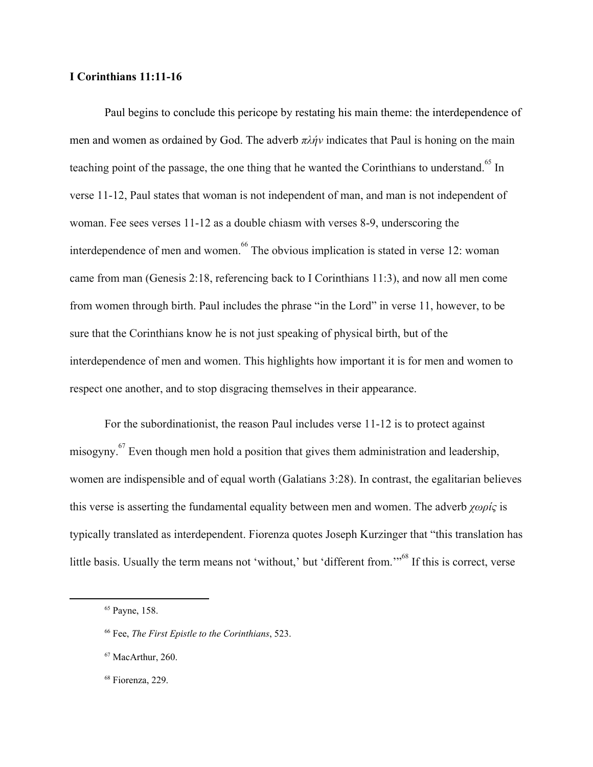**I Corinthians 11:11-16**

Paul begins to conclude this pericope by restating his main theme: the interdependence of men and women as ordained by God. The adverb *πλήν* indicates that Paul is honing on the main teaching point of the passage, the one thing that he wanted the Corinthians to understand.[65] In verse 11-12, Paul states that woman is not independent of man, and man is not independent of woman. Fee sees verses 11-12 as a double chiasm with verses 8-9, underscoring the interdependence of men and women.[66] The obvious implication is stated in verse 12: woman came from man (Genesis 2:18, referencing back to I Corinthians 11:3), and now all men come from women through birth. Paul includes the phrase "in the Lord" in verse 11, however, to be sure that the Corinthians know he is not just speaking of physical birth, but of the interdependence of men and women. This highlights how important it is for men and women to respect one another, and to stop disgracing themselves in their appearance.

For the subordinationist, the reason Paul includes verse 11-12 is to protect against misogyny.[67] Even though men hold a position that gives them administration and leadership, women are indispensible and of equal worth (Galatians 3:28). In contrast, the egalitarian believes this verse is asserting the fundamental equality between men and women. The adverb *χωρίς* is typically translated as interdependent. Fiorenza quotes Joseph Kurzinger that "this translation has little basis. Usually the term means not 'without,' but 'different from.'"[68] If this is correct, verse

---

[65] Payne, 158.

[66] Fee, *The First Epistle to the Corinthians*, 523.

[67] MacArthur, 260.

[68] Fiorenza, 229.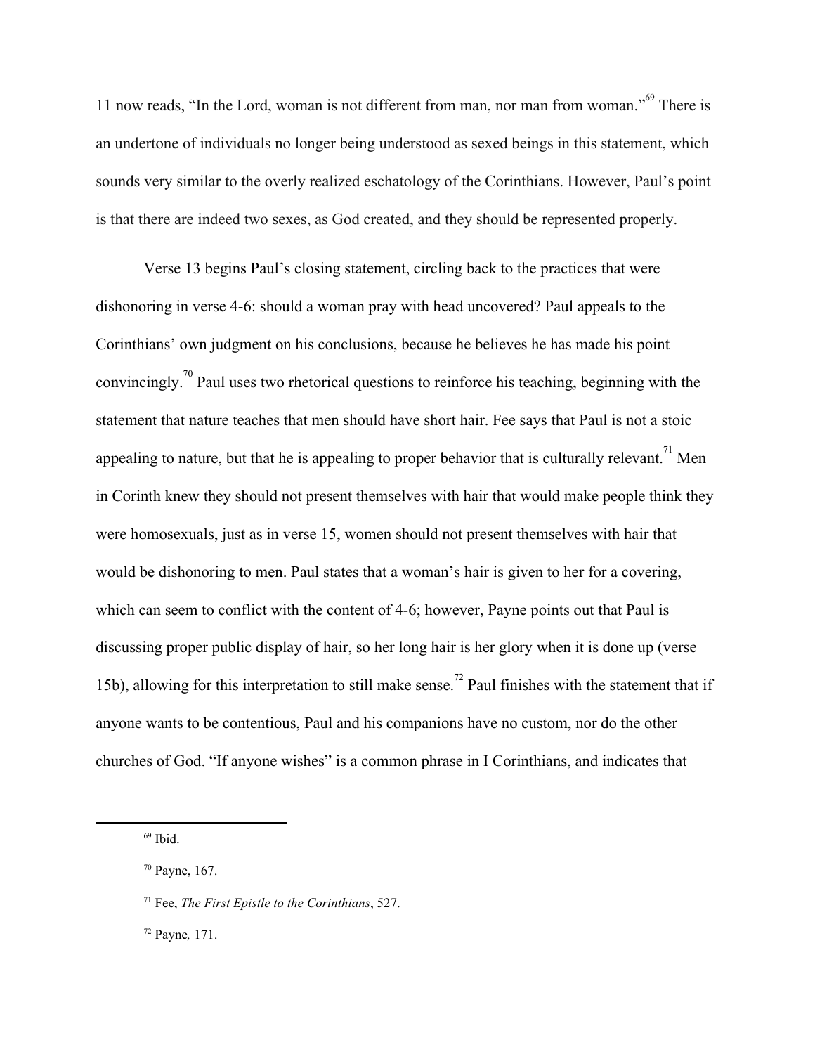11 now reads, "In the Lord, woman is not different from man, nor man from woman."[69] There is an undertone of individuals no longer being understood as sexed beings in this statement, which sounds very similar to the overly realized eschatology of the Corinthians. However, Paul's point is that there are indeed two sexes, as God created, and they should be represented properly.

Verse 13 begins Paul's closing statement, circling back to the practices that were dishonoring in verse 4-6: should a woman pray with head uncovered? Paul appeals to the Corinthians' own judgment on his conclusions, because he believes he has made his point convincingly.[70] Paul uses two rhetorical questions to reinforce his teaching, beginning with the statement that nature teaches that men should have short hair. Fee says that Paul is not a stoic appealing to nature, but that he is appealing to proper behavior that is culturally relevant.[71] Men in Corinth knew they should not present themselves with hair that would make people think they were homosexuals, just as in verse 15, women should not present themselves with hair that would be dishonoring to men. Paul states that a woman's hair is given to her for a covering, which can seem to conflict with the content of 4-6; however, Payne points out that Paul is discussing proper public display of hair, so her long hair is her glory when it is done up (verse 15b), allowing for this interpretation to still make sense.[72] Paul finishes with the statement that if anyone wants to be contentious, Paul and his companions have no custom, nor do the other churches of God. "If anyone wishes" is a common phrase in I Corinthians, and indicates that

---

[69] Ibid.

[70] Payne, 167.

[71] Fee, *The First Epistle to the Corinthians*, 527.

[72] Payne, 171.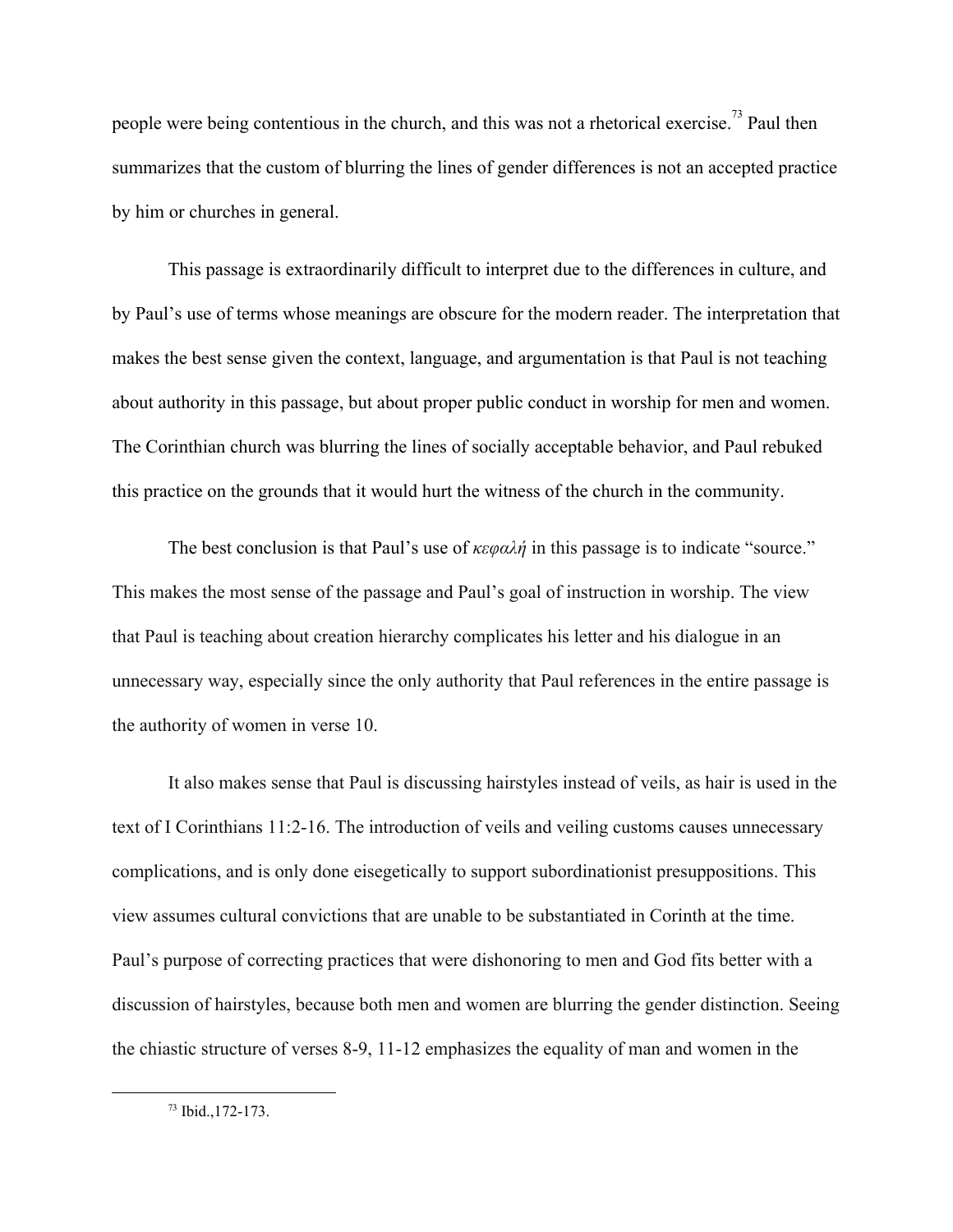people were being contentious in the church, and this was not a rhetorical exercise.[73] Paul then summarizes that the custom of blurring the lines of gender differences is not an accepted practice by him or churches in general.

This passage is extraordinarily difficult to interpret due to the differences in culture, and by Paul's use of terms whose meanings are obscure for the modern reader. The interpretation that makes the best sense given the context, language, and argumentation is that Paul is not teaching about authority in this passage, but about proper public conduct in worship for men and women. The Corinthian church was blurring the lines of socially acceptable behavior, and Paul rebuked this practice on the grounds that it would hurt the witness of the church in the community.

The best conclusion is that Paul's use of *κεφαλή* in this passage is to indicate "source." This makes the most sense of the passage and Paul's goal of instruction in worship. The view that Paul is teaching about creation hierarchy complicates his letter and his dialogue in an unnecessary way, especially since the only authority that Paul references in the entire passage is the authority of women in verse 10.

It also makes sense that Paul is discussing hairstyles instead of veils, as hair is used in the text of I Corinthians 11:2-16. The introduction of veils and veiling customs causes unnecessary complications, and is only done eisegetically to support subordinationist presuppositions. This view assumes cultural convictions that are unable to be substantiated in Corinth at the time. Paul's purpose of correcting practices that were dishonoring to men and God fits better with a discussion of hairstyles, because both men and women are blurring the gender distinction. Seeing the chiastic structure of verses 8-9, 11-12 emphasizes the equality of man and women in the

[73] Ibid.,172-173.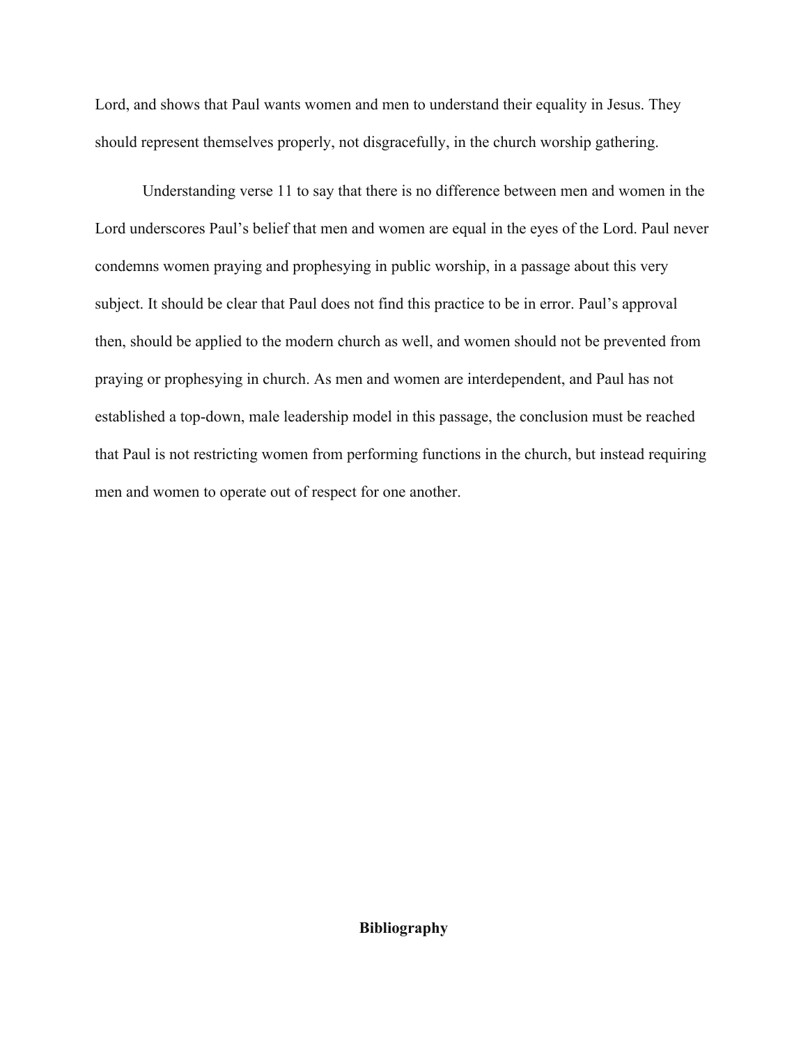Lord, and shows that Paul wants women and men to understand their equality in Jesus. They should represent themselves properly, not disgracefully, in the church worship gathering.

Understanding verse 11 to say that there is no difference between men and women in the Lord underscores Paul's belief that men and women are equal in the eyes of the Lord. Paul never condemns women praying and prophesying in public worship, in a passage about this very subject. It should be clear that Paul does not find this practice to be in error. Paul's approval then, should be applied to the modern church as well, and women should not be prevented from praying or prophesying in church. As men and women are interdependent, and Paul has not established a top-down, male leadership model in this passage, the conclusion must be reached that Paul is not restricting women from performing functions in the church, but instead requiring men and women to operate out of respect for one another.

## Bibliography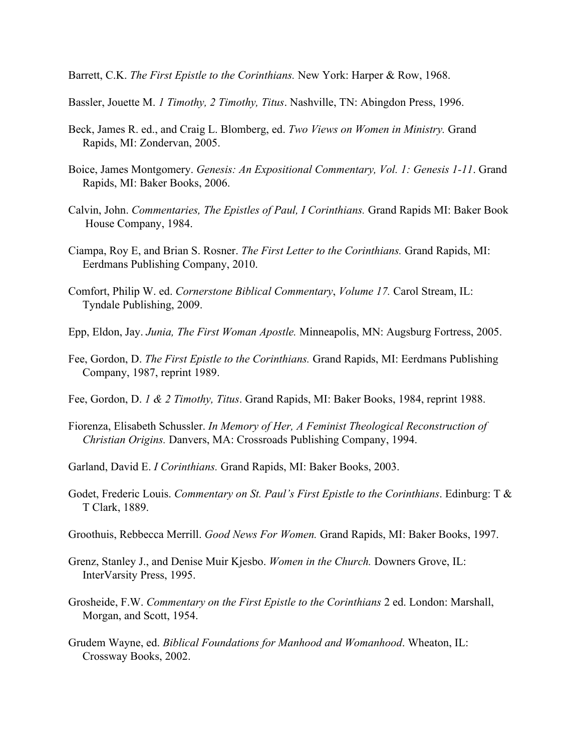Barrett, C.K. *The First Epistle to the Corinthians.* New York: Harper & Row, 1968.

Bassler, Jouette M. *1 Timothy, 2 Timothy, Titus*. Nashville, TN: Abingdon Press, 1996.

Beck, James R. ed., and Craig L. Blomberg, ed. *Two Views on Women in Ministry.* Grand Rapids, MI: Zondervan, 2005.

Boice, James Montgomery. *Genesis: An Expositional Commentary, Vol. 1: Genesis 1-11*. Grand Rapids, MI: Baker Books, 2006.

Calvin, John. *Commentaries, The Epistles of Paul, I Corinthians.* Grand Rapids MI: Baker Book House Company, 1984.

Ciampa, Roy E, and Brian S. Rosner. *The First Letter to the Corinthians.* Grand Rapids, MI: Eerdmans Publishing Company, 2010.

Comfort, Philip W. ed. *Cornerstone Biblical Commentary*, *Volume 17.* Carol Stream, IL: Tyndale Publishing, 2009.

Epp, Eldon, Jay. *Junia, The First Woman Apostle.* Minneapolis, MN: Augsburg Fortress, 2005.

Fee, Gordon, D. *The First Epistle to the Corinthians.* Grand Rapids, MI: Eerdmans Publishing Company, 1987, reprint 1989.

Fee, Gordon, D. *1 & 2 Timothy, Titus*. Grand Rapids, MI: Baker Books, 1984, reprint 1988.

Fiorenza, Elisabeth Schussler. *In Memory of Her, A Feminist Theological Reconstruction of Christian Origins.* Danvers, MA: Crossroads Publishing Company, 1994.

Garland, David E. *I Corinthians.* Grand Rapids, MI: Baker Books, 2003.

Godet, Frederic Louis. *Commentary on St. Paul's First Epistle to the Corinthians*. Edinburg: T & T Clark, 1889.

Groothuis, Rebbecca Merrill. *Good News For Women.* Grand Rapids, MI: Baker Books, 1997.

Grenz, Stanley J., and Denise Muir Kjesbo. *Women in the Church.* Downers Grove, IL: InterVarsity Press, 1995.

Grosheide, F.W. *Commentary on the First Epistle to the Corinthians* 2 ed. London: Marshall, Morgan, and Scott, 1954.

Grudem Wayne, ed. *Biblical Foundations for Manhood and Womanhood*. Wheaton, IL: Crossway Books, 2002.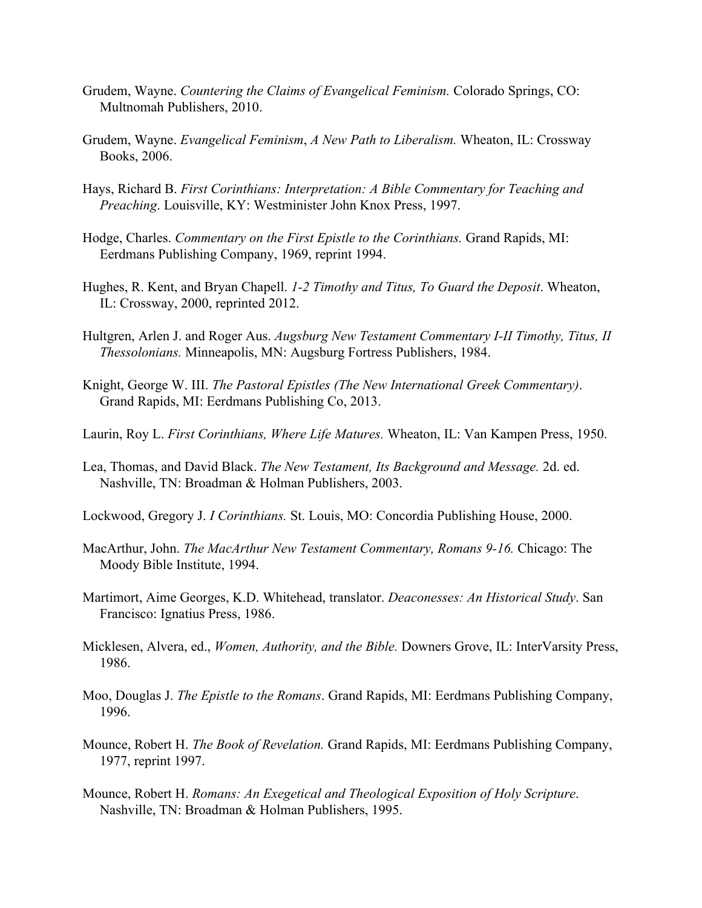Grudem, Wayne. *Countering the Claims of Evangelical Feminism.* Colorado Springs, CO: Multnomah Publishers, 2010.

Grudem, Wayne. *Evangelical Feminism*, *A New Path to Liberalism.* Wheaton, IL: Crossway Books, 2006.

Hays, Richard B. *First Corinthians: Interpretation: A Bible Commentary for Teaching and Preaching*. Louisville, KY: Westminister John Knox Press, 1997.

Hodge, Charles. *Commentary on the First Epistle to the Corinthians.* Grand Rapids, MI: Eerdmans Publishing Company, 1969, reprint 1994.

Hughes, R. Kent, and Bryan Chapell. *1-2 Timothy and Titus, To Guard the Deposit*. Wheaton, IL: Crossway, 2000, reprinted 2012.

Hultgren, Arlen J. and Roger Aus. *Augsburg New Testament Commentary I-II Timothy, Titus, II Thessolonians.* Minneapolis, MN: Augsburg Fortress Publishers, 1984.

Knight, George W. III. *The Pastoral Epistles (The New International Greek Commentary)*. Grand Rapids, MI: Eerdmans Publishing Co, 2013.

Laurin, Roy L. *First Corinthians, Where Life Matures.* Wheaton, IL: Van Kampen Press, 1950.

Lea, Thomas, and David Black. *The New Testament, Its Background and Message.* 2d. ed. Nashville, TN: Broadman & Holman Publishers, 2003.

Lockwood, Gregory J. *I Corinthians.* St. Louis, MO: Concordia Publishing House, 2000.

MacArthur, John. *The MacArthur New Testament Commentary, Romans 9-16.* Chicago: The Moody Bible Institute, 1994.

Martimort, Aime Georges, K.D. Whitehead, translator. *Deaconesses: An Historical Study*. San Francisco: Ignatius Press, 1986.

Micklesen, Alvera, ed., *Women, Authority, and the Bible.* Downers Grove, IL: InterVarsity Press, 1986.

Moo, Douglas J. *The Epistle to the Romans*. Grand Rapids, MI: Eerdmans Publishing Company, 1996.

Mounce, Robert H. *The Book of Revelation.* Grand Rapids, MI: Eerdmans Publishing Company, 1977, reprint 1997.

Mounce, Robert H. *Romans: An Exegetical and Theological Exposition of Holy Scripture*. Nashville, TN: Broadman & Holman Publishers, 1995.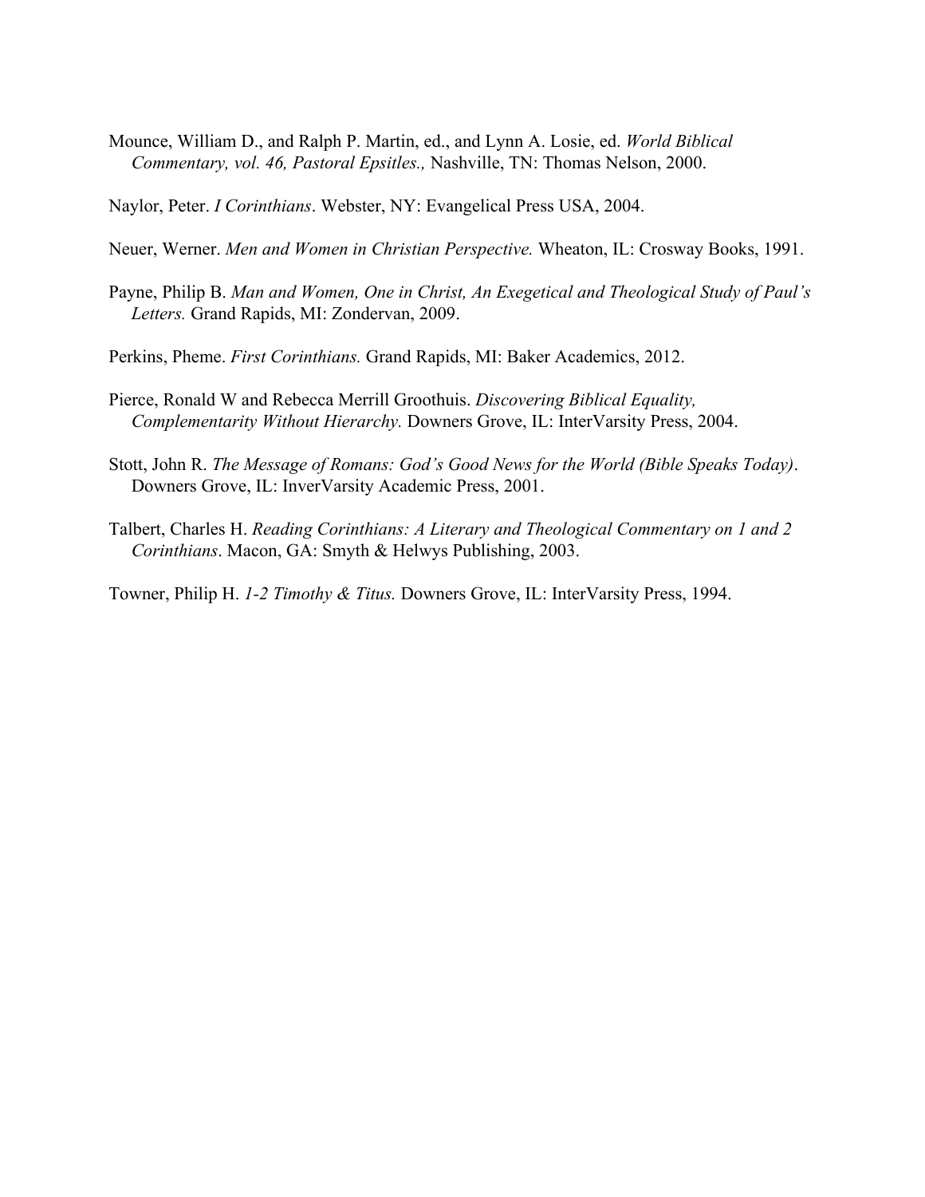Mounce, William D., and Ralph P. Martin, ed., and Lynn A. Losie, ed. *World Biblical Commentary, vol. 46, Pastoral Epsitles.,* Nashville, TN: Thomas Nelson, 2000.

Naylor, Peter. *I Corinthians*. Webster, NY: Evangelical Press USA, 2004.

Neuer, Werner. *Men and Women in Christian Perspective.* Wheaton, IL: Crosway Books, 1991.

Payne, Philip B. *Man and Women, One in Christ, An Exegetical and Theological Study of Paul's Letters.* Grand Rapids, MI: Zondervan, 2009.

Perkins, Pheme. *First Corinthians.* Grand Rapids, MI: Baker Academics, 2012.

Pierce, Ronald W and Rebecca Merrill Groothuis. *Discovering Biblical Equality, Complementarity Without Hierarchy.* Downers Grove, IL: InterVarsity Press, 2004.

Stott, John R. *The Message of Romans: God's Good News for the World (Bible Speaks Today)*. Downers Grove, IL: InverVarsity Academic Press, 2001.

Talbert, Charles H. *Reading Corinthians: A Literary and Theological Commentary on 1 and 2 Corinthians*. Macon, GA: Smyth & Helwys Publishing, 2003.

Towner, Philip H. *1-2 Timothy & Titus.* Downers Grove, IL: InterVarsity Press, 1994.